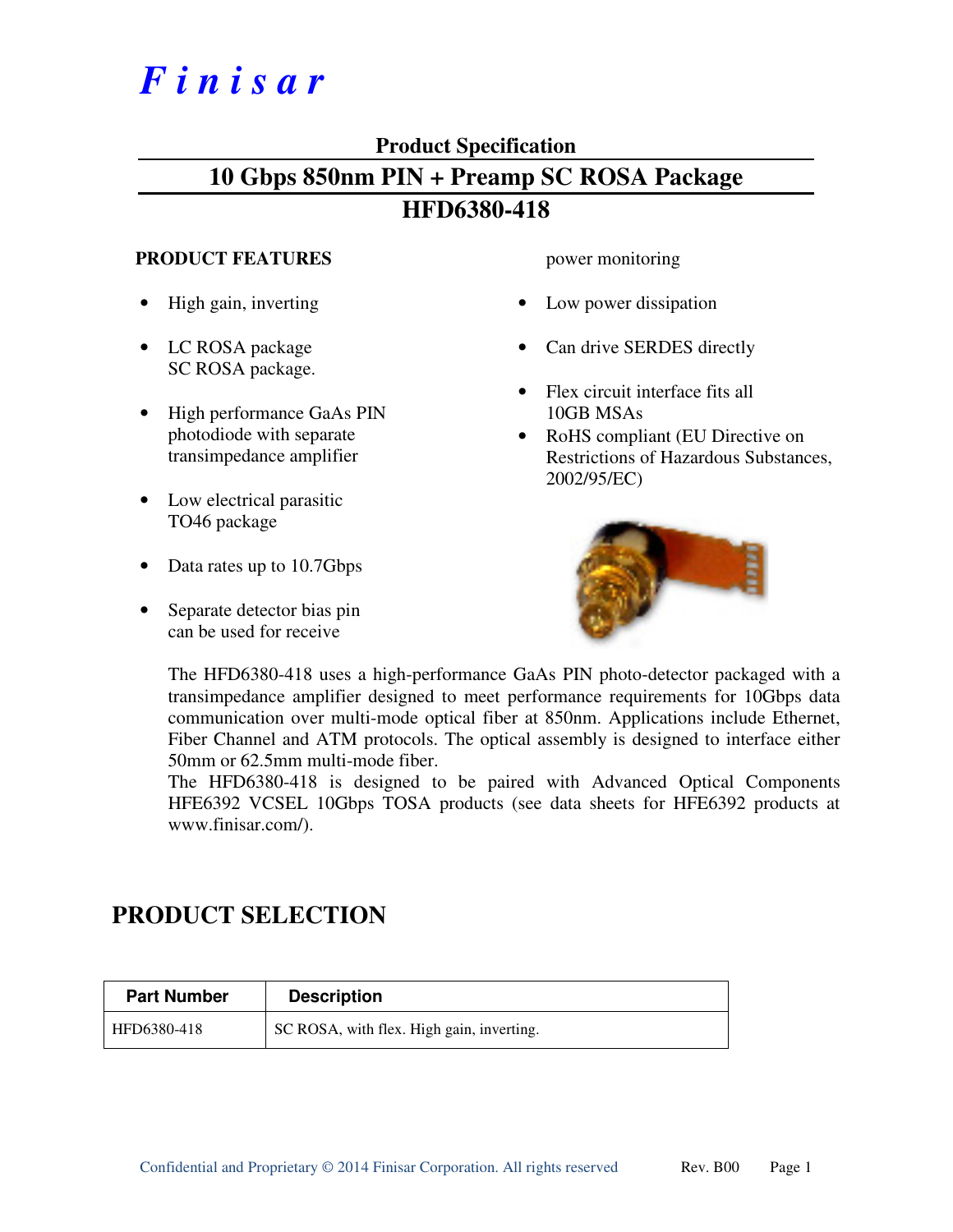# Finisar

**Product Specification**

## 10 Gbps 850nm PIN + Preamp SC ROSA Package

## HFD6380-418

### PRODUCT FEATURES

- High gain, inverting
- LC ROSA package
  SC ROSA package.
- High performance GaAs PIN photodiode with separate transimpedance amplifier
- Low electrical parasitic TO46 package
- Data rates up to 10.7Gbps
- Separate detector bias pin can be used for receive power monitoring
- Low power dissipation
- Can drive SERDES directly
- Flex circuit interface fits all 10GB MSAs
- RoHS compliant (EU Directive on Restrictions of Hazardous Substances, 2002/95/EC)

The HFD6380-418 uses a high-performance GaAs PIN photo-detector packaged with a transimpedance amplifier designed to meet performance requirements for 10Gbps data communication over multi-mode optical fiber at 850nm. Applications include Ethernet, Fiber Channel and ATM protocols. The optical assembly is designed to interface either 50mm or 62.5mm multi-mode fiber.

The HFD6380-418 is designed to be paired with Advanced Optical Components HFE6392 VCSEL 10Gbps TOSA products (see data sheets for HFE6392 products at www.finisar.com/).

## PRODUCT SELECTION

| Part Number | Description |
|---|---|
| HFD6380-418 | SC ROSA, with flex. High gain, inverting. |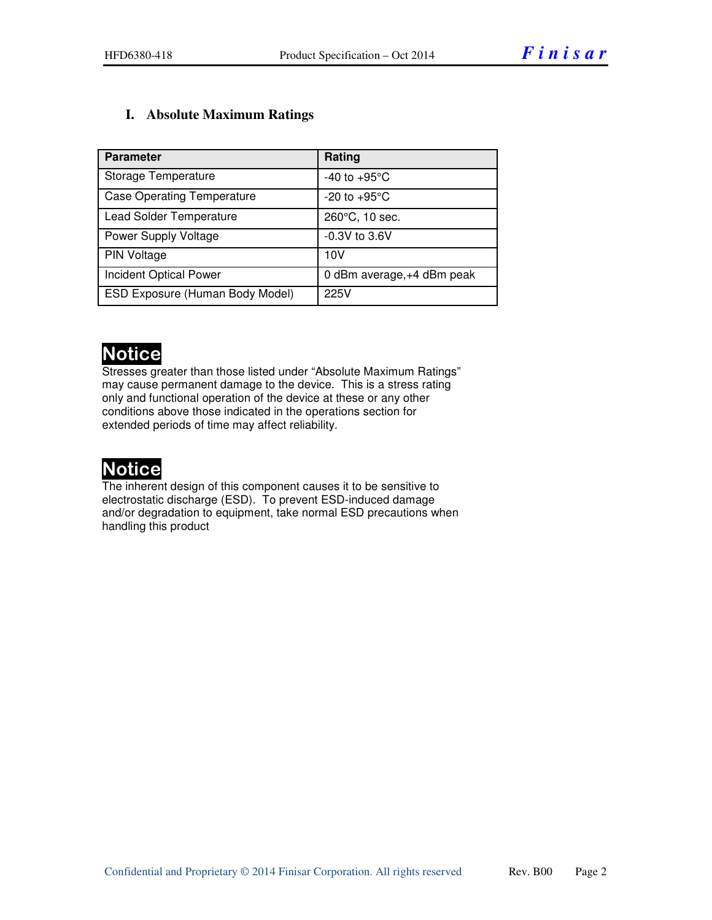## I. Absolute Maximum Ratings

| Parameter | Rating |
|---|---|
| Storage Temperature | -40 to +95°C |
| Case Operating Temperature | -20 to +95°C |
| Lead Solder Temperature | 260°C, 10 sec. |
| Power Supply Voltage | -0.3V to 3.6V |
| PIN Voltage | 10V |
| Incident Optical Power | 0 dBm average,+4 dBm peak |
| ESD Exposure (Human Body Model) | 225V |

**Notice**

Stresses greater than those listed under "Absolute Maximum Ratings" may cause permanent damage to the device. This is a stress rating only and functional operation of the device at these or any other conditions above those indicated in the operations section for extended periods of time may affect reliability.

**Notice**

The inherent design of this component causes it to be sensitive to electrostatic discharge (ESD). To prevent ESD-induced damage and/or degradation to equipment, take normal ESD precautions when handling this product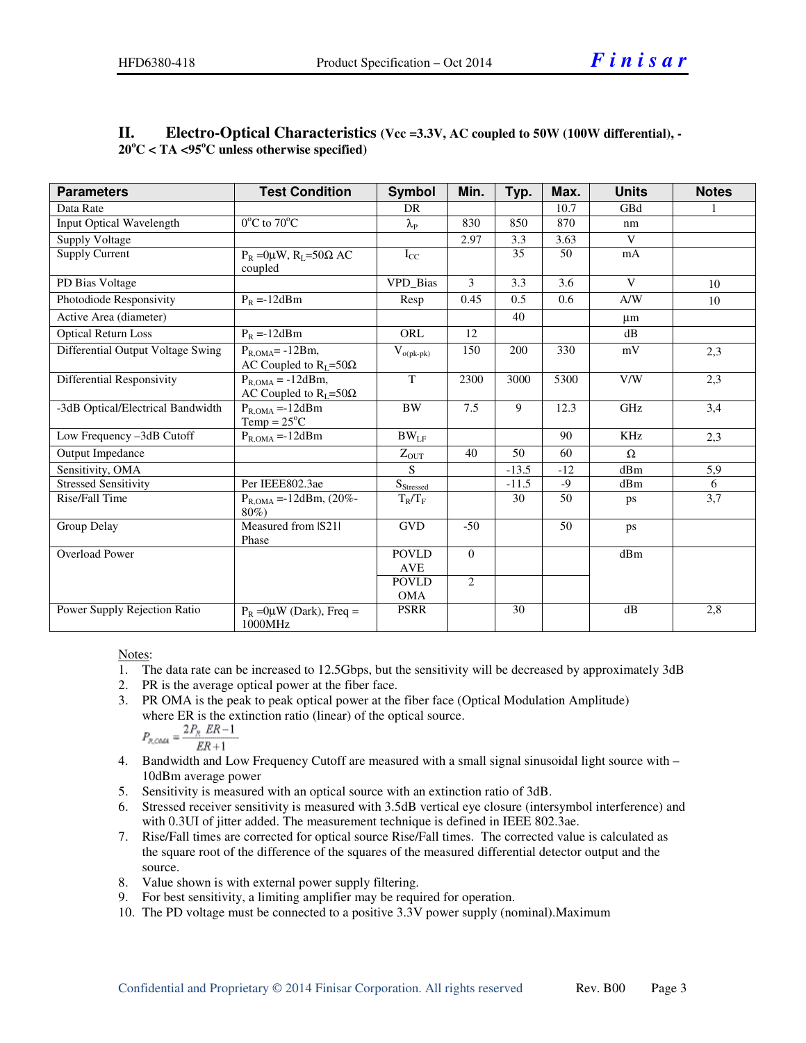## II. Electro-Optical Characteristics (Vcc =3.3V, AC coupled to 50W (100W differential), -20°C < TA <95°C unless otherwise specified)

| Parameters | Test Condition | Symbol | Min. | Typ. | Max. | Units | Notes |
|---|---|---|---|---|---|---|---|
| Data Rate | | DR | | | 10.7 | GBd | 1 |
| Input Optical Wavelength | 0°C to 70°C | $\lambda_P$ | 830 | 850 | 870 | nm | |
| Supply Voltage | | | 2.97 | 3.3 | 3.63 | V | |
| Supply Current | $P_R$ =0μW, $R_L$=50Ω AC coupled | $I_{CC}$ | | 35 | 50 | mA | |
| PD Bias Voltage | | VPD_Bias | 3 | 3.3 | 3.6 | V | 10 |
| Photodiode Responsivity | $P_R$ =-12dBm | Resp | 0.45 | 0.5 | 0.6 | A/W | 10 |
| Active Area (diameter) | | | | 40 | | μm | |
| Optical Return Loss | $P_R$ =-12dBm | ORL | 12 | | | dB | |
| Differential Output Voltage Swing | $P_{R,OMA}$= -12Bm, AC Coupled to $R_L$=50Ω | $V_{o(pk\text{-}pk)}$ | 150 | 200 | 330 | mV | 2,3 |
| Differential Responsivity | $P_{R,OMA}$ = -12dBm, AC Coupled to $R_L$=50Ω | T | 2300 | 3000 | 5300 | V/W | 2,3 |
| -3dB Optical/Electrical Bandwidth | $P_{R,OMA}$ =-12dBm Temp = 25°C | BW | 7.5 | 9 | 12.3 | GHz | 3,4 |
| Low Frequency –3dB Cutoff | $P_{R,OMA}$ =-12dBm | $BW_{LF}$ | | | 90 | KHz | 2,3 |
| Output Impedance | | $Z_{OUT}$ | 40 | 50 | 60 | Ω | |
| Sensitivity, OMA | | S | | -13.5 | -12 | dBm | 5,9 |
| Stressed Sensitivity | Per IEEE802.3ae | $S_{Stressed}$ | | -11.5 | -9 | dBm | 6 |
| Rise/Fall Time | $P_{R,OMA}$ =-12dBm, (20%-80%) | $T_R/T_F$ | | 30 | 50 | ps | 3,7 |
| Group Delay | Measured from \|S21\| Phase | GVD | -50 | | 50 | ps | |
| Overload Power | | POVLD AVE | 0 | | | dBm | |
| | | POVLD OMA | 2 | | | | |
| Power Supply Rejection Ratio | $P_R$ =0μW (Dark), Freq = 1000MHz | PSRR | | 30 | | dB | 2,8 |

Notes:

1. The data rate can be increased to 12.5Gbps, but the sensitivity will be decreased by approximately 3dB
2. PR is the average optical power at the fiber face.
3. PR OMA is the peak to peak optical power at the fiber face (Optical Modulation Amplitude) where ER is the extinction ratio (linear) of the optical source.

$$P_{R,OMA} = 2P_R \frac{ER-1}{ER+1}$$

4. Bandwidth and Low Frequency Cutoff are measured with a small signal sinusoidal light source with –10dBm average power
5. Sensitivity is measured with an optical source with an extinction ratio of 3dB.
6. Stressed receiver sensitivity is measured with 3.5dB vertical eye closure (intersymbol interference) and with 0.3UI of jitter added. The measurement technique is defined in IEEE 802.3ae.
7. Rise/Fall times are corrected for optical source Rise/Fall times. The corrected value is calculated as the square root of the difference of the squares of the measured differential detector output and the source.
8. Value shown is with external power supply filtering.
9. For best sensitivity, a limiting amplifier may be required for operation.
10. The PD voltage must be connected to a positive 3.3V power supply (nominal).Maximum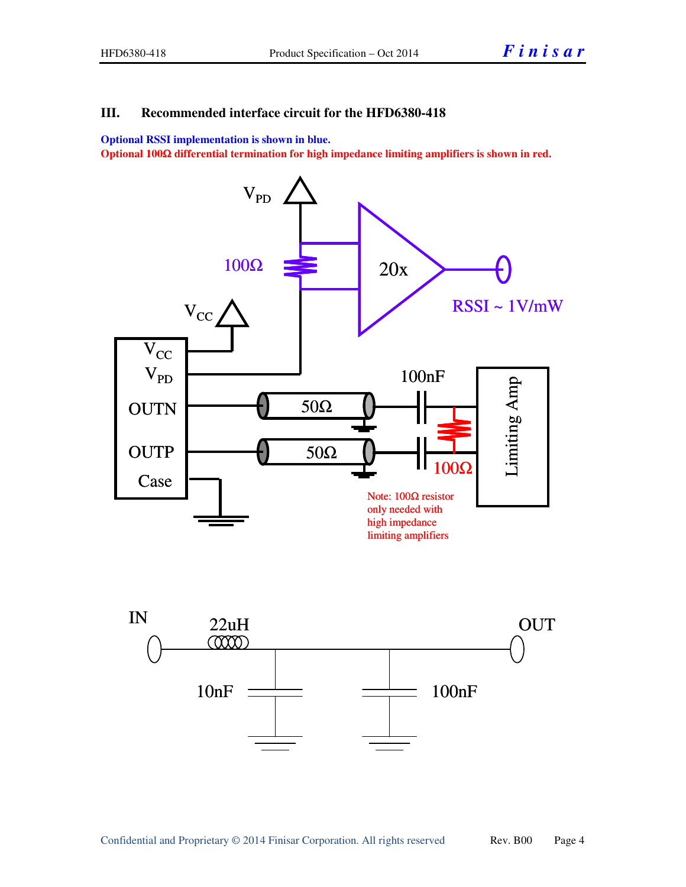### III. Recommended interface circuit for the HFD6380-418

**Optional RSSI implementation is shown in blue.**

**Optional 100Ω differential termination for high impedance limiting amplifiers is shown in red.**

$V_{PD}$

100Ω

20x

RSSI ~ 1V/mW

$V_{CC}$

$V_{CC}$

$V_{PD}$

OUTN

OUTP

Case

50Ω

50Ω

100nF

100Ω

Limiting Amp

Note: 100Ω resistor only needed with high impedance limiting amplifiers

IN

22uH

OUT

10nF

100nF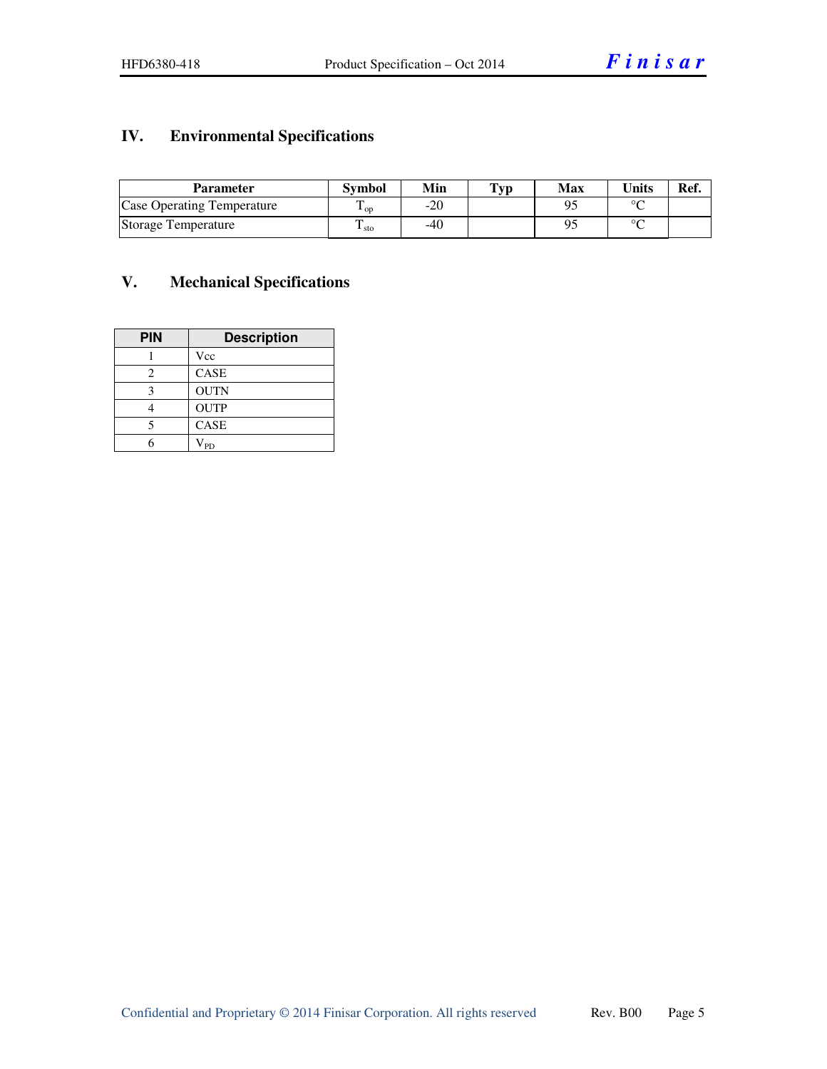## IV. Environmental Specifications

| Parameter | Symbol | Min | Typ | Max | Units | Ref. |
|---|---|---|---|---|---|---|
| Case Operating Temperature | $T_{op}$ | -20 | | 95 | °C | |
| Storage Temperature | $T_{sto}$ | -40 | | 95 | °C | |

## V. Mechanical Specifications

| PIN | Description |
|---|---|
| 1 | Vcc |
| 2 | CASE |
| 3 | OUTN |
| 4 | OUTP |
| 5 | CASE |
| 6 | $V_{PD}$ |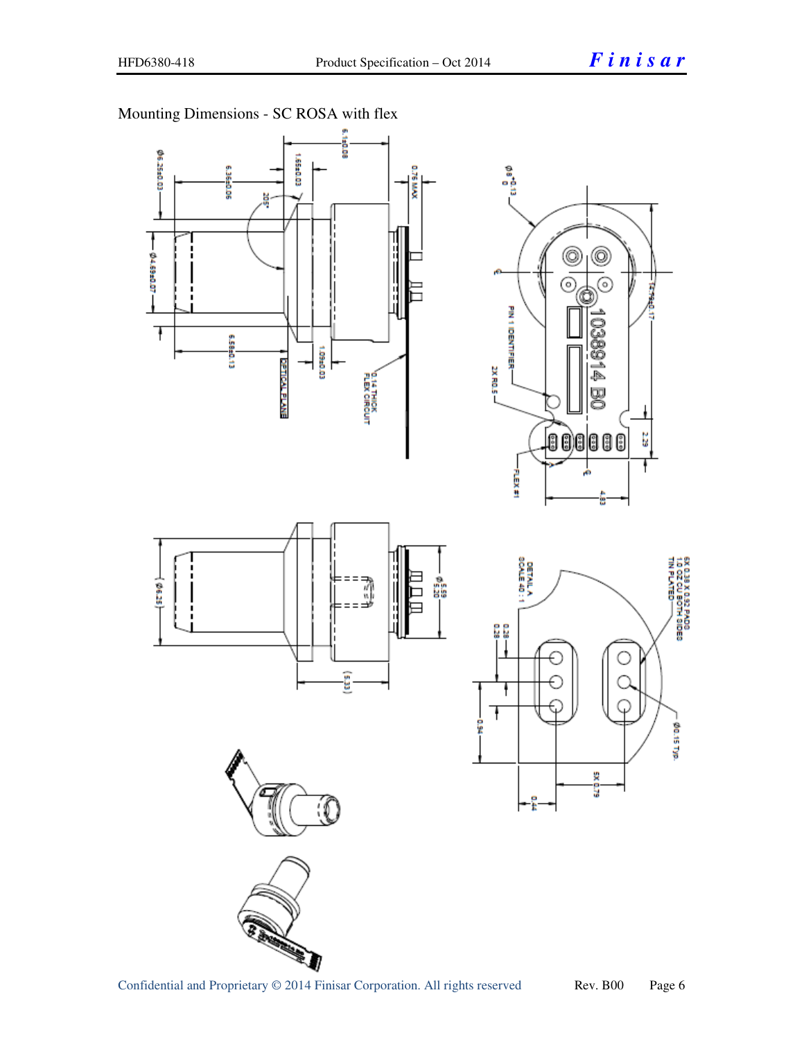## Mounting Dimensions - SC ROSA with flex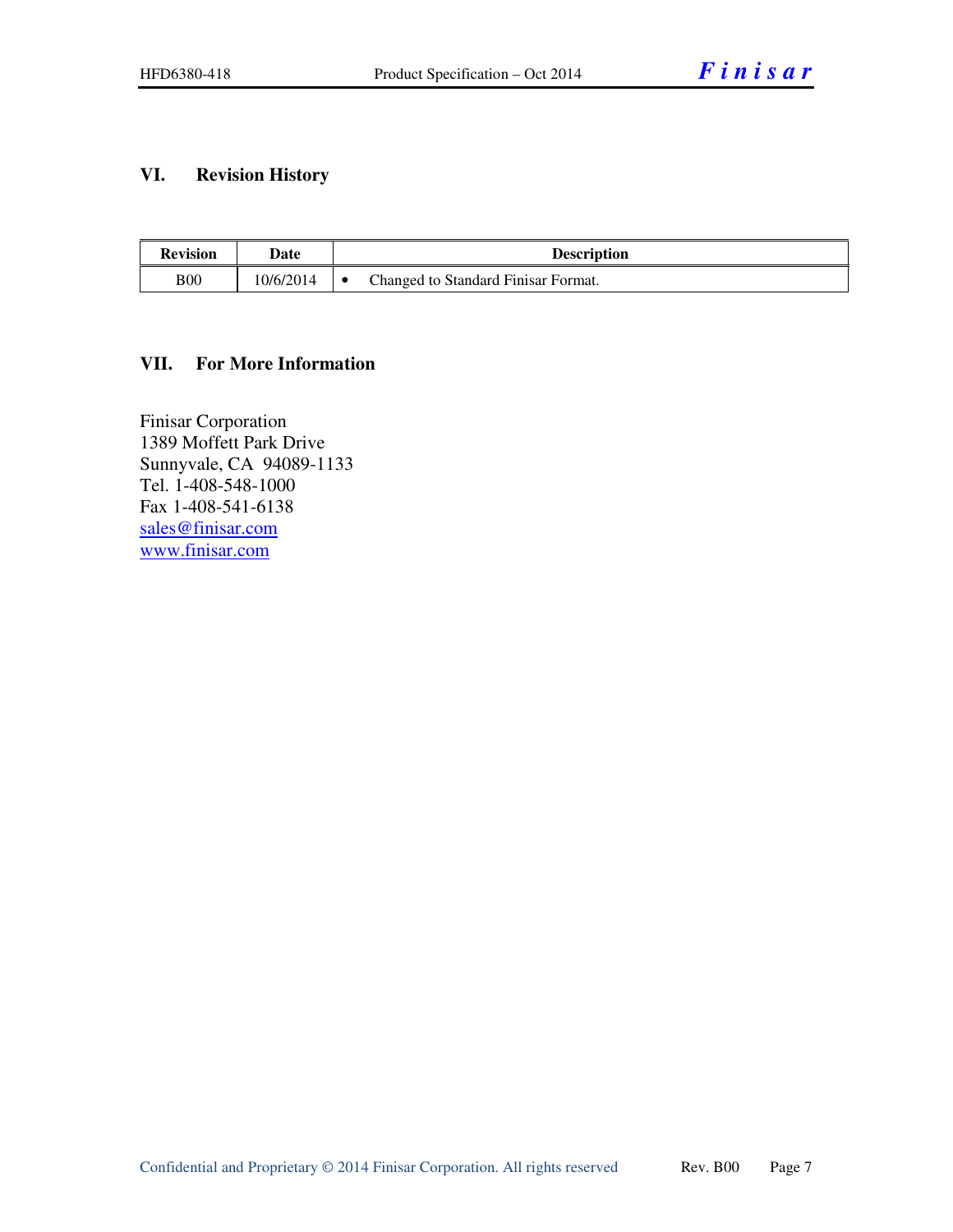## VI. Revision History

| Revision | Date | Description |
|---|---|---|
| B00 | 10/6/2014 | • Changed to Standard Finisar Format. |

## VII. For More Information

Finisar Corporation
1389 Moffett Park Drive
Sunnyvale, CA 94089-1133
Tel. 1-408-548-1000
Fax 1-408-541-6138
sales@finisar.com
www.finisar.com